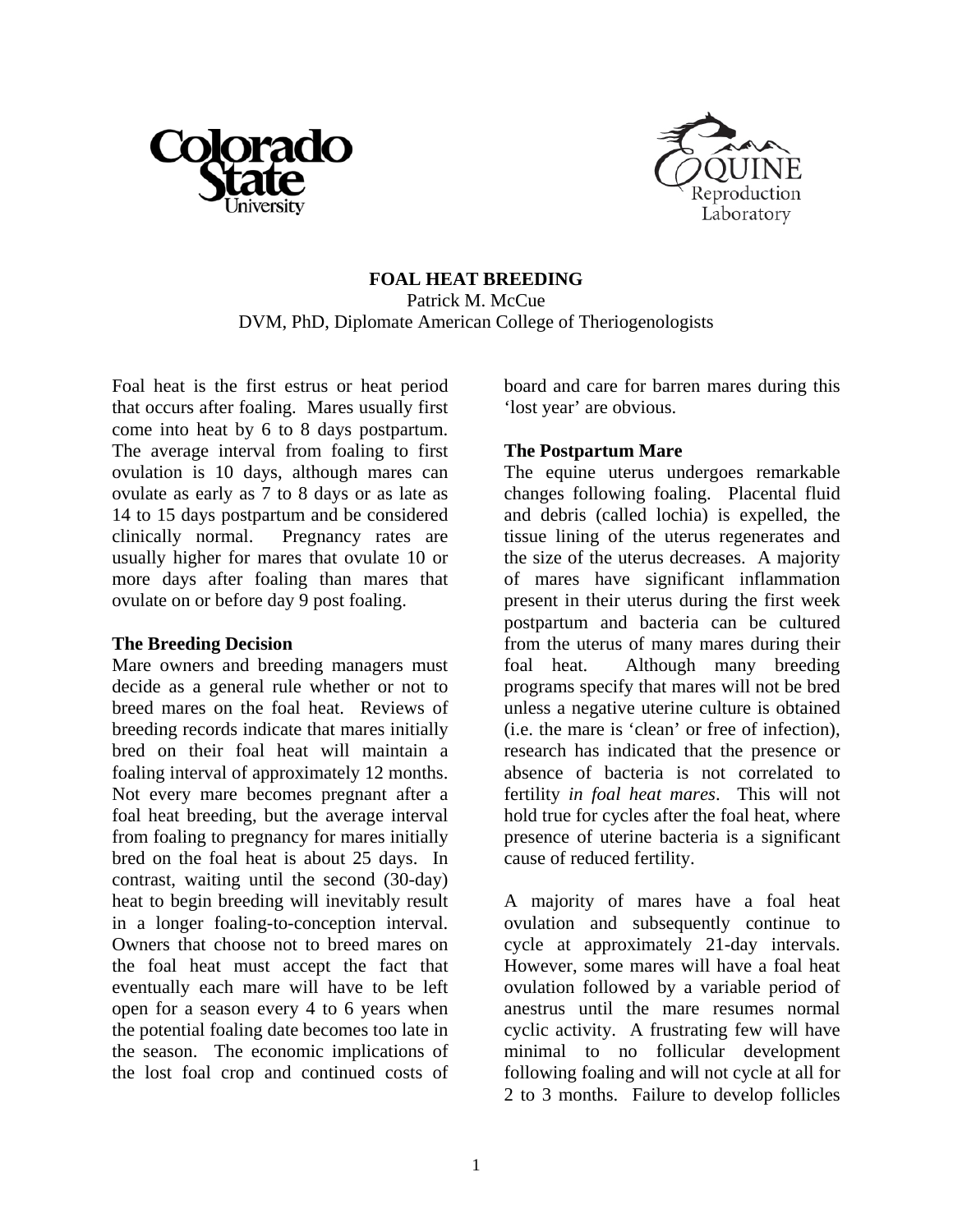# FOAL HEAT BREEDING

Patrick M. McCue
DVM, PhD, Diplomate American College of Theriogenologists

Foal heat is the first estrus or heat period that occurs after foaling. Mares usually first come into heat by 6 to 8 days postpartum. The average interval from foaling to first ovulation is 10 days, although mares can ovulate as early as 7 to 8 days or as late as 14 to 15 days postpartum and be considered clinically normal. Pregnancy rates are usually higher for mares that ovulate 10 or more days after foaling than mares that ovulate on or before day 9 post foaling.

**The Breeding Decision**

Mare owners and breeding managers must decide as a general rule whether or not to breed mares on the foal heat. Reviews of breeding records indicate that mares initially bred on their foal heat will maintain a foaling interval of approximately 12 months. Not every mare becomes pregnant after a foal heat breeding, but the average interval from foaling to pregnancy for mares initially bred on the foal heat is about 25 days. In contrast, waiting until the second (30-day) heat to begin breeding will inevitably result in a longer foaling-to-conception interval. Owners that choose not to breed mares on the foal heat must accept the fact that eventually each mare will have to be left open for a season every 4 to 6 years when the potential foaling date becomes too late in the season. The economic implications of the lost foal crop and continued costs of board and care for barren mares during this 'lost year' are obvious.

**The Postpartum Mare**

The equine uterus undergoes remarkable changes following foaling. Placental fluid and debris (called lochia) is expelled, the tissue lining of the uterus regenerates and the size of the uterus decreases. A majority of mares have significant inflammation present in their uterus during the first week postpartum and bacteria can be cultured from the uterus of many mares during their foal heat. Although many breeding programs specify that mares will not be bred unless a negative uterine culture is obtained (i.e. the mare is 'clean' or free of infection), research has indicated that the presence or absence of bacteria is not correlated to fertility *in foal heat mares*. This will not hold true for cycles after the foal heat, where presence of uterine bacteria is a significant cause of reduced fertility.

A majority of mares have a foal heat ovulation and subsequently continue to cycle at approximately 21-day intervals. However, some mares will have a foal heat ovulation followed by a variable period of anestrus until the mare resumes normal cyclic activity. A frustrating few will have minimal to no follicular development following foaling and will not cycle at all for 2 to 3 months. Failure to develop follicles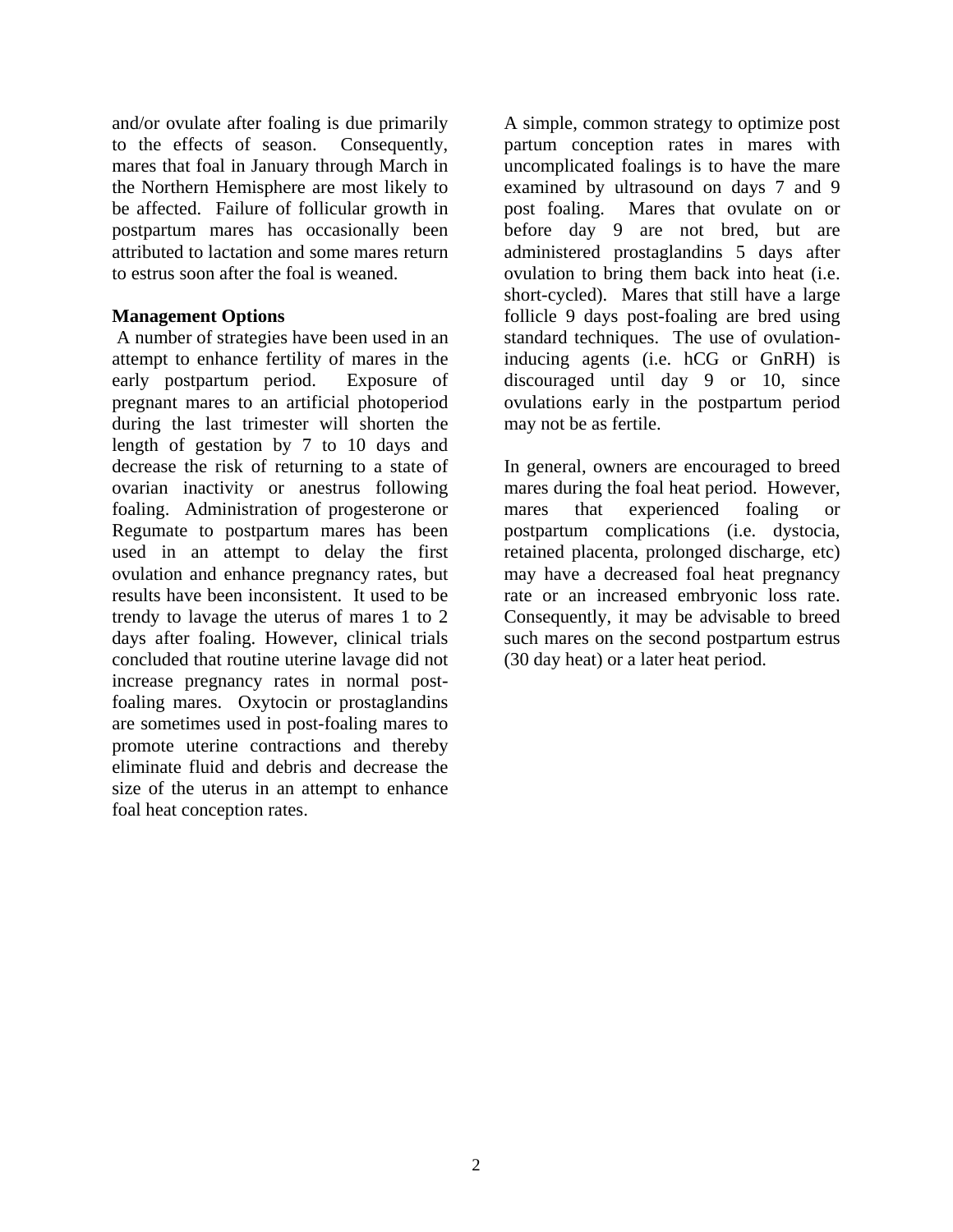and/or ovulate after foaling is due primarily to the effects of season. Consequently, mares that foal in January through March in the Northern Hemisphere are most likely to be affected. Failure of follicular growth in postpartum mares has occasionally been attributed to lactation and some mares return to estrus soon after the foal is weaned.

**Management Options**

A number of strategies have been used in an attempt to enhance fertility of mares in the early postpartum period. Exposure of pregnant mares to an artificial photoperiod during the last trimester will shorten the length of gestation by 7 to 10 days and decrease the risk of returning to a state of ovarian inactivity or anestrus following foaling. Administration of progesterone or Regumate to postpartum mares has been used in an attempt to delay the first ovulation and enhance pregnancy rates, but results have been inconsistent. It used to be trendy to lavage the uterus of mares 1 to 2 days after foaling. However, clinical trials concluded that routine uterine lavage did not increase pregnancy rates in normal post-foaling mares. Oxytocin or prostaglandins are sometimes used in post-foaling mares to promote uterine contractions and thereby eliminate fluid and debris and decrease the size of the uterus in an attempt to enhance foal heat conception rates.

A simple, common strategy to optimize post partum conception rates in mares with uncomplicated foalings is to have the mare examined by ultrasound on days 7 and 9 post foaling. Mares that ovulate on or before day 9 are not bred, but are administered prostaglandins 5 days after ovulation to bring them back into heat (i.e. short-cycled). Mares that still have a large follicle 9 days post-foaling are bred using standard techniques. The use of ovulation-inducing agents (i.e. hCG or GnRH) is discouraged until day 9 or 10, since ovulations early in the postpartum period may not be as fertile.

In general, owners are encouraged to breed mares during the foal heat period. However, mares that experienced foaling or postpartum complications (i.e. dystocia, retained placenta, prolonged discharge, etc) may have a decreased foal heat pregnancy rate or an increased embryonic loss rate. Consequently, it may be advisable to breed such mares on the second postpartum estrus (30 day heat) or a later heat period.